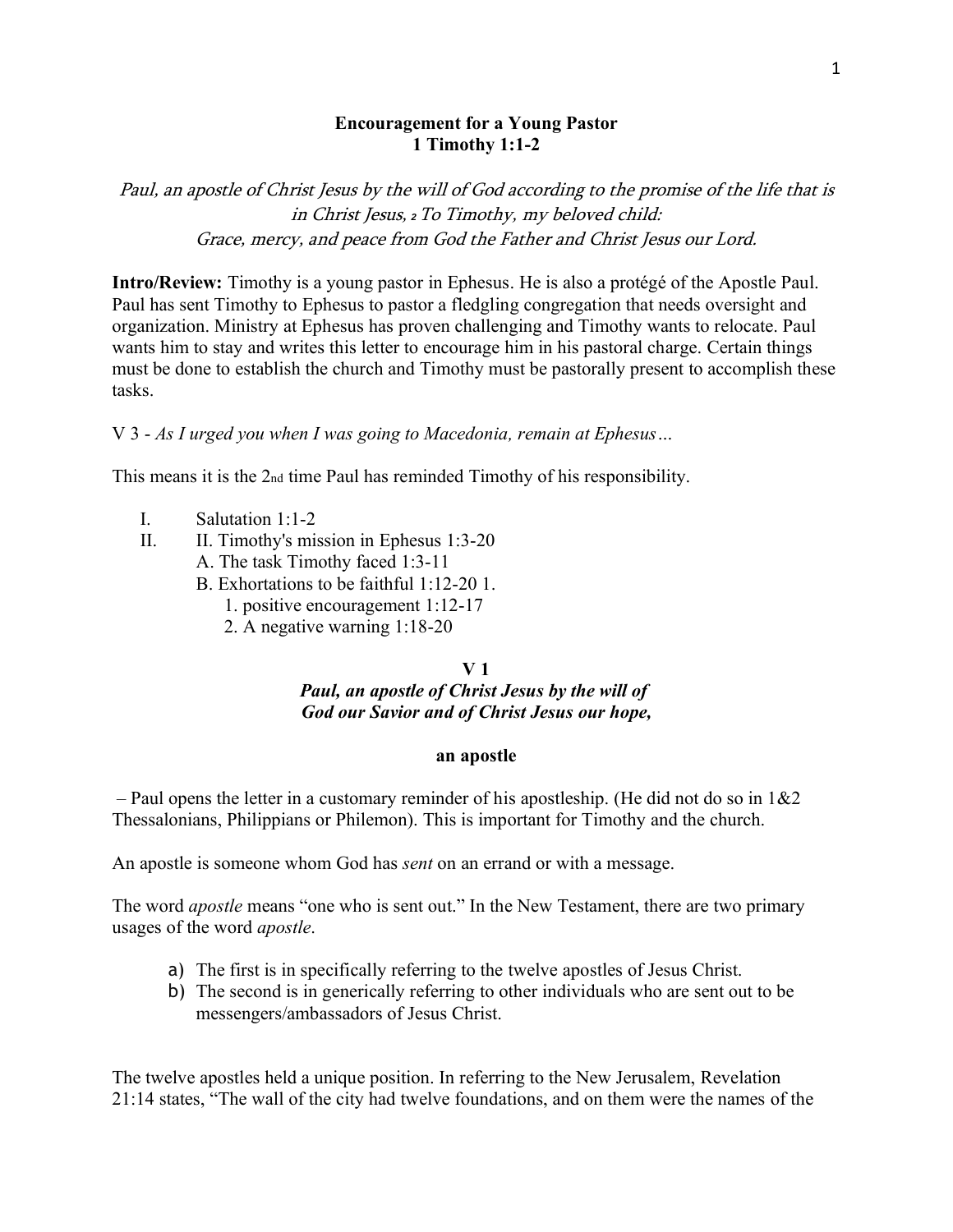**Encouragement for a Young Pastor**
**1 Timothy 1:1-2**

*Paul, an apostle of Christ Jesus by the will of God according to the promise of the life that is in Christ Jesus, 2 To Timothy, my beloved child:*
*Grace, mercy, and peace from God the Father and Christ Jesus our Lord.*

**Intro/Review:** Timothy is a young pastor in Ephesus. He is also a protégé of the Apostle Paul. Paul has sent Timothy to Ephesus to pastor a fledgling congregation that needs oversight and organization. Ministry at Ephesus has proven challenging and Timothy wants to relocate. Paul wants him to stay and writes this letter to encourage him in his pastoral charge. Certain things must be done to establish the church and Timothy must be pastorally present to accomplish these tasks.

V 3 - *As I urged you when I was going to Macedonia, remain at Ephesus…*

This means it is the 2nd time Paul has reminded Timothy of his responsibility.

I. Salutation 1:1-2
II. II. Timothy's mission in Ephesus 1:3-20
   A. The task Timothy faced 1:3-11
   B. Exhortations to be faithful 1:12-20 1.
      1. positive encouragement 1:12-17
      2. A negative warning 1:18-20

**V 1**

***Paul, an apostle of Christ Jesus by the will of God our Savior and of Christ Jesus our hope,***

**an apostle**

– Paul opens the letter in a customary reminder of his apostleship. (He did not do so in 1&2 Thessalonians, Philippians or Philemon). This is important for Timothy and the church.

An apostle is someone whom God has *sent* on an errand or with a message.

The word *apostle* means "one who is sent out." In the New Testament, there are two primary usages of the word *apostle*.

a) The first is in specifically referring to the twelve apostles of Jesus Christ.
b) The second is in generically referring to other individuals who are sent out to be messengers/ambassadors of Jesus Christ.

The twelve apostles held a unique position. In referring to the New Jerusalem, Revelation 21:14 states, "The wall of the city had twelve foundations, and on them were the names of the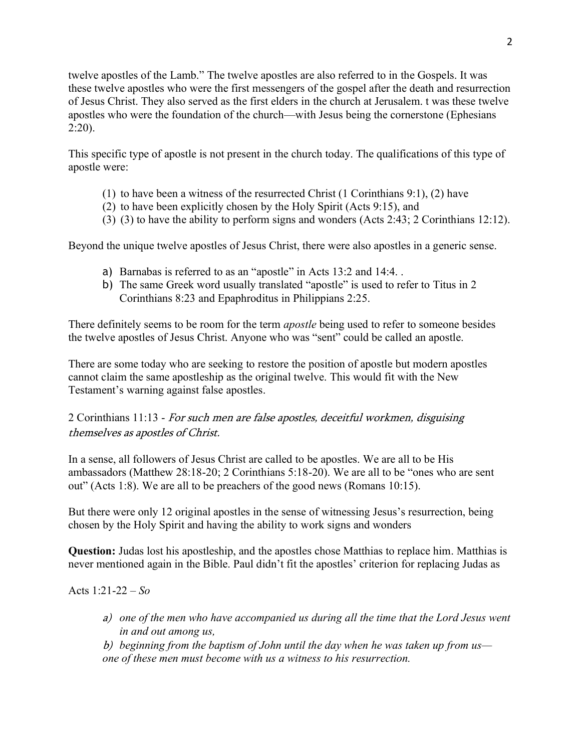twelve apostles of the Lamb." The twelve apostles are also referred to in the Gospels. It was these twelve apostles who were the first messengers of the gospel after the death and resurrection of Jesus Christ. They also served as the first elders in the church at Jerusalem. t was these twelve apostles who were the foundation of the church—with Jesus being the cornerstone (Ephesians 2:20).

This specific type of apostle is not present in the church today. The qualifications of this type of apostle were:

(1) to have been a witness of the resurrected Christ (1 Corinthians 9:1), (2) have
(2) to have been explicitly chosen by the Holy Spirit (Acts 9:15), and
(3) (3) to have the ability to perform signs and wonders (Acts 2:43; 2 Corinthians 12:12).

Beyond the unique twelve apostles of Jesus Christ, there were also apostles in a generic sense.

a) Barnabas is referred to as an "apostle" in Acts 13:2 and 14:4. .
b) The same Greek word usually translated "apostle" is used to refer to Titus in 2 Corinthians 8:23 and Epaphroditus in Philippians 2:25.

There definitely seems to be room for the term *apostle* being used to refer to someone besides the twelve apostles of Jesus Christ. Anyone who was "sent" could be called an apostle.

There are some today who are seeking to restore the position of apostle but modern apostles cannot claim the same apostleship as the original twelve. This would fit with the New Testament's warning against false apostles.

2 Corinthians 11:13 - *For such men are false apostles, deceitful workmen, disguising themselves as apostles of Christ.*

In a sense, all followers of Jesus Christ are called to be apostles. We are all to be His ambassadors (Matthew 28:18-20; 2 Corinthians 5:18-20). We are all to be "ones who are sent out" (Acts 1:8). We are all to be preachers of the good news (Romans 10:15).

But there were only 12 original apostles in the sense of witnessing Jesus's resurrection, being chosen by the Holy Spirit and having the ability to work signs and wonders

**Question:** Judas lost his apostleship, and the apostles chose Matthias to replace him. Matthias is never mentioned again in the Bible. Paul didn't fit the apostles' criterion for replacing Judas as

Acts 1:21-22 – *So*

*a) one of the men who have accompanied us during all the time that the Lord Jesus went in and out among us,*

*b) beginning from the baptism of John until the day when he was taken up from us—one of these men must become with us a witness to his resurrection.*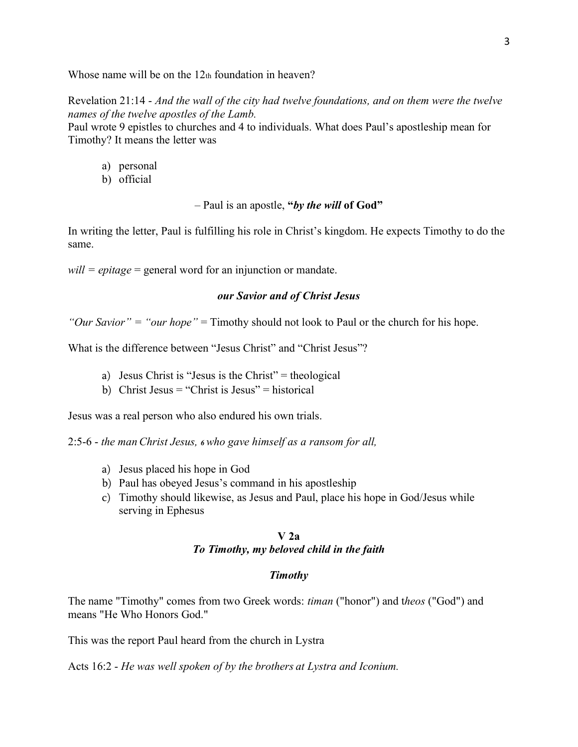Whose name will be on the 12th foundation in heaven?

Revelation 21:14 - *And the wall of the city had twelve foundations, and on them were the twelve names of the twelve apostles of the Lamb.*
Paul wrote 9 epistles to churches and 4 to individuals. What does Paul's apostleship mean for Timothy? It means the letter was

a) personal
b) official

– Paul is an apostle, **"*by the will* of God"**

In writing the letter, Paul is fulfilling his role in Christ's kingdom. He expects Timothy to do the same.

*will = epitage* = general word for an injunction or mandate.

***our Savior and of Christ Jesus***

*"Our Savior" = "our hope"* = Timothy should not look to Paul or the church for his hope.

What is the difference between "Jesus Christ" and "Christ Jesus"?

a) Jesus Christ is "Jesus is the Christ" = theological
b) Christ Jesus = "Christ is Jesus" = historical

Jesus was a real person who also endured his own trials.

2:5-6 - *the man Christ Jesus, 6 who gave himself as a ransom for all,*

a) Jesus placed his hope in God
b) Paul has obeyed Jesus's command in his apostleship
c) Timothy should likewise, as Jesus and Paul, place his hope in God/Jesus while serving in Ephesus

**V 2a**
***To Timothy, my beloved child in the faith***

***Timothy***

The name "Timothy" comes from two Greek words: *timan* ("honor") and t*heos* ("God") and means "He Who Honors God."

This was the report Paul heard from the church in Lystra

Acts 16:2 - *He was well spoken of by the brothers at Lystra and Iconium.*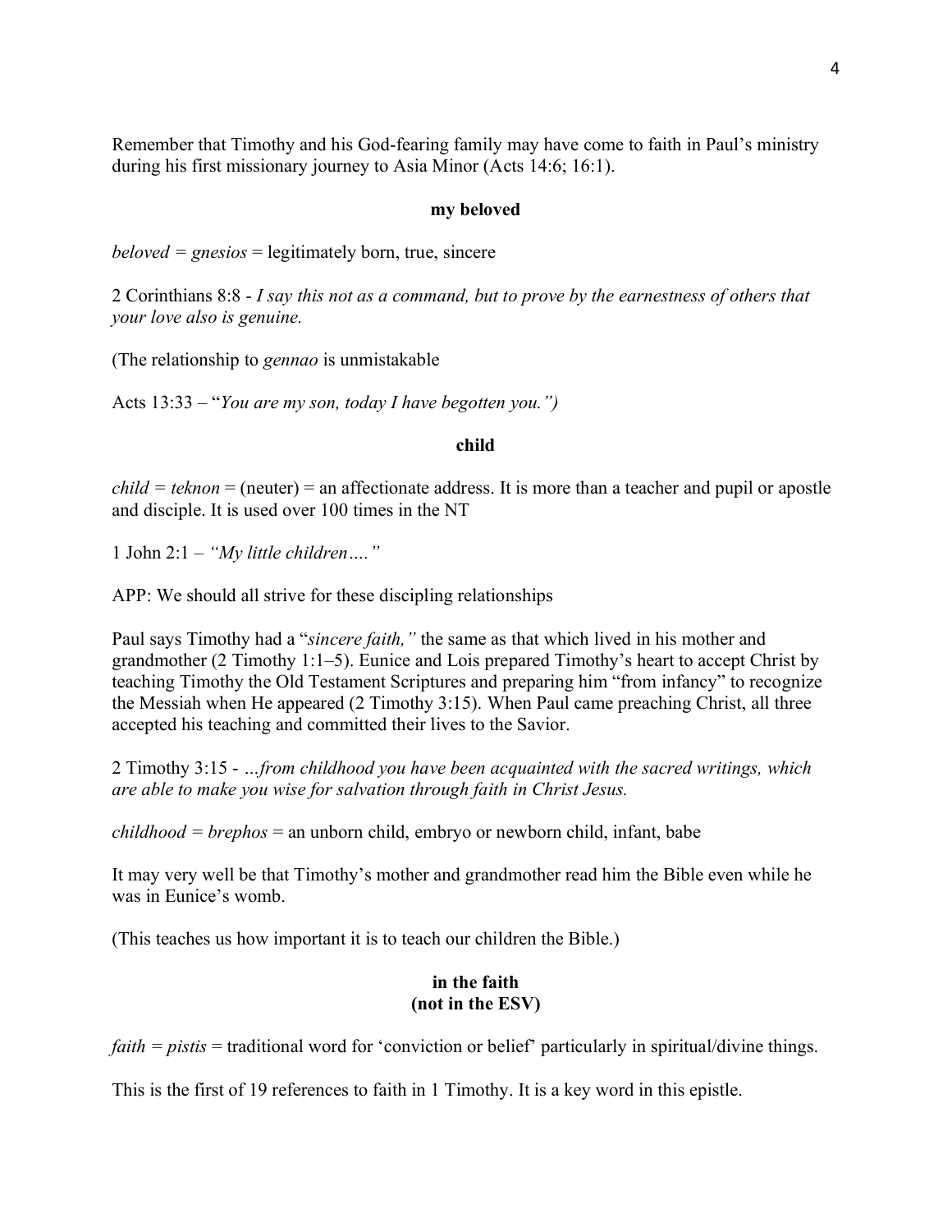Remember that Timothy and his God-fearing family may have come to faith in Paul's ministry during his first missionary journey to Asia Minor (Acts 14:6; 16:1).

**my beloved**

*beloved = gnesios* = legitimately born, true, sincere

2 Corinthians 8:8 - *I say this not as a command, but to prove by the earnestness of others that your love also is genuine.*

(The relationship to *gennao* is unmistakable

Acts 13:33 – "*You are my son, today I have begotten you.")*

**child**

*child = teknon* = (neuter) = an affectionate address. It is more than a teacher and pupil or apostle and disciple. It is used over 100 times in the NT

1 John 2:1 – *"My little children…."*

APP: We should all strive for these discipling relationships

Paul says Timothy had a "*sincere faith,"* the same as that which lived in his mother and grandmother (2 Timothy 1:1–5). Eunice and Lois prepared Timothy's heart to accept Christ by teaching Timothy the Old Testament Scriptures and preparing him "from infancy" to recognize the Messiah when He appeared (2 Timothy 3:15). When Paul came preaching Christ, all three accepted his teaching and committed their lives to the Savior.

2 Timothy 3:15 - *…from childhood you have been acquainted with the sacred writings, which are able to make you wise for salvation through faith in Christ Jesus.*

*childhood = brephos* = an unborn child, embryo or newborn child, infant, babe

It may very well be that Timothy's mother and grandmother read him the Bible even while he was in Eunice's womb.

(This teaches us how important it is to teach our children the Bible.)

**in the faith**
**(not in the ESV)**

*faith = pistis* = traditional word for 'conviction or belief' particularly in spiritual/divine things.

This is the first of 19 references to faith in 1 Timothy. It is a key word in this epistle.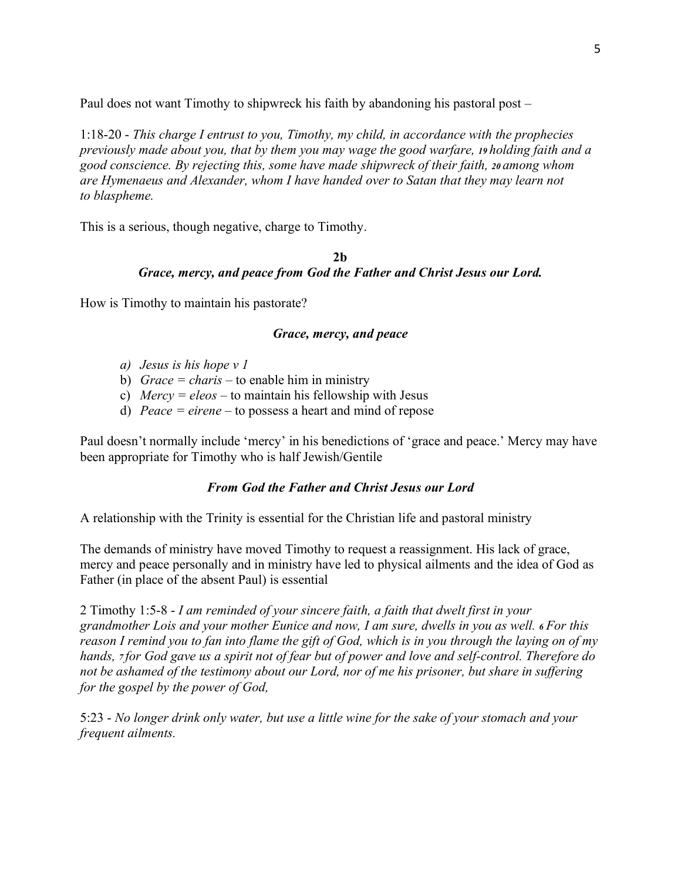Paul does not want Timothy to shipwreck his faith by abandoning his pastoral post –

1:18-20 - *This charge I entrust to you, Timothy, my child, in accordance with the prophecies previously made about you, that by them you may wage the good warfare, 19 holding faith and a good conscience. By rejecting this, some have made shipwreck of their faith, 20 among whom are Hymenaeus and Alexander, whom I have handed over to Satan that they may learn not to blaspheme.*

This is a serious, though negative, charge to Timothy.

**2b**

***Grace, mercy, and peace from God the Father and Christ Jesus our Lord.***

How is Timothy to maintain his pastorate?

***Grace, mercy, and peace***

- a) *Jesus is his hope v 1*
- b) *Grace = charis* – to enable him in ministry
- c) *Mercy = eleos* – to maintain his fellowship with Jesus
- d) *Peace = eirene* – to possess a heart and mind of repose

Paul doesn't normally include 'mercy' in his benedictions of 'grace and peace.' Mercy may have been appropriate for Timothy who is half Jewish/Gentile

***From God the Father and Christ Jesus our Lord***

A relationship with the Trinity is essential for the Christian life and pastoral ministry

The demands of ministry have moved Timothy to request a reassignment. His lack of grace, mercy and peace personally and in ministry have led to physical ailments and the idea of God as Father (in place of the absent Paul) is essential

2 Timothy 1:5-8 - *I am reminded of your sincere faith, a faith that dwelt first in your grandmother Lois and your mother Eunice and now, I am sure, dwells in you as well. 6 For this reason I remind you to fan into flame the gift of God, which is in you through the laying on of my hands, 7 for God gave us a spirit not of fear but of power and love and self-control. Therefore do not be ashamed of the testimony about our Lord, nor of me his prisoner, but share in suffering for the gospel by the power of God,*

5:23 - *No longer drink only water, but use a little wine for the sake of your stomach and your frequent ailments.*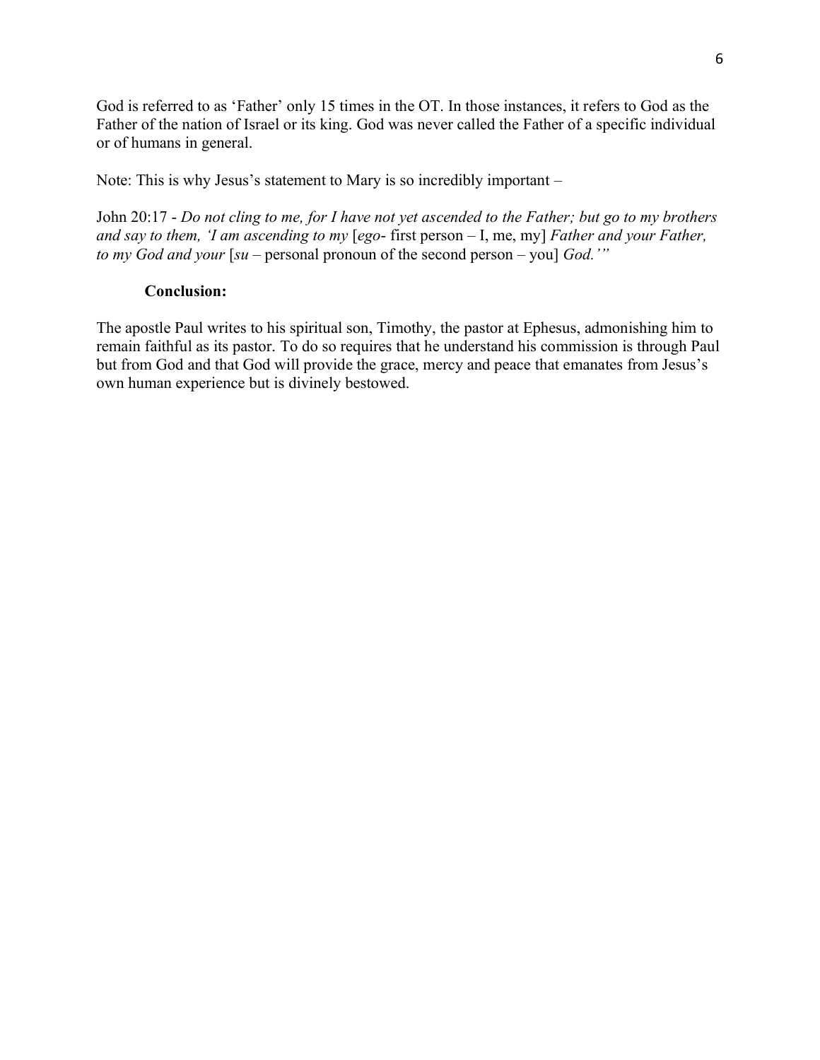God is referred to as 'Father' only 15 times in the OT. In those instances, it refers to God as the Father of the nation of Israel or its king. God was never called the Father of a specific individual or of humans in general.

Note: This is why Jesus's statement to Mary is so incredibly important –

John 20:17 - *Do not cling to me, for I have not yet ascended to the Father; but go to my brothers and say to them, 'I am ascending to my* [*ego*- first person – I, me, my] *Father and your Father, to my God and your* [*su* – personal pronoun of the second person – you] *God.'"*

**Conclusion:**

The apostle Paul writes to his spiritual son, Timothy, the pastor at Ephesus, admonishing him to remain faithful as its pastor. To do so requires that he understand his commission is through Paul but from God and that God will provide the grace, mercy and peace that emanates from Jesus's own human experience but is divinely bestowed.